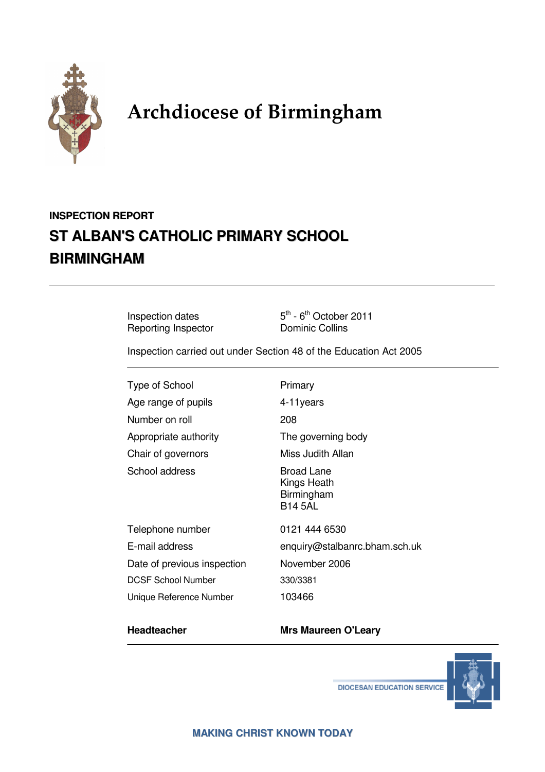# Archdiocese of Birmingham

**INSPECTION REPORT**

## ST ALBAN'S CATHOLIC PRIMARY SCHOOL BIRMINGHAM

---

| | |
|---|---|
| Inspection dates | 5th - 6th October 2011 |
| Reporting Inspector | Dominic Collins |

Inspection carried out under Section 48 of the Education Act 2005

---

| | |
|---|---|
| Type of School | Primary |
| Age range of pupils | 4-11years |
| Number on roll | 208 |
| Appropriate authority | The governing body |
| Chair of governors | Miss Judith Allan |
| School address | Broad Lane<br>Kings Heath<br>Birmingham<br>B14 5AL |
| Telephone number | 0121 444 6530 |
| E-mail address | enquiry@stalbanrc.bham.sch.uk |
| Date of previous inspection | November 2006 |
| DCSF School Number | 330/3381 |
| Unique Reference Number | 103466 |
| **Headteacher** | **Mrs Maureen O'Leary** |

DIOCESAN EDUCATION SERVICE

**MAKING CHRIST KNOWN TODAY**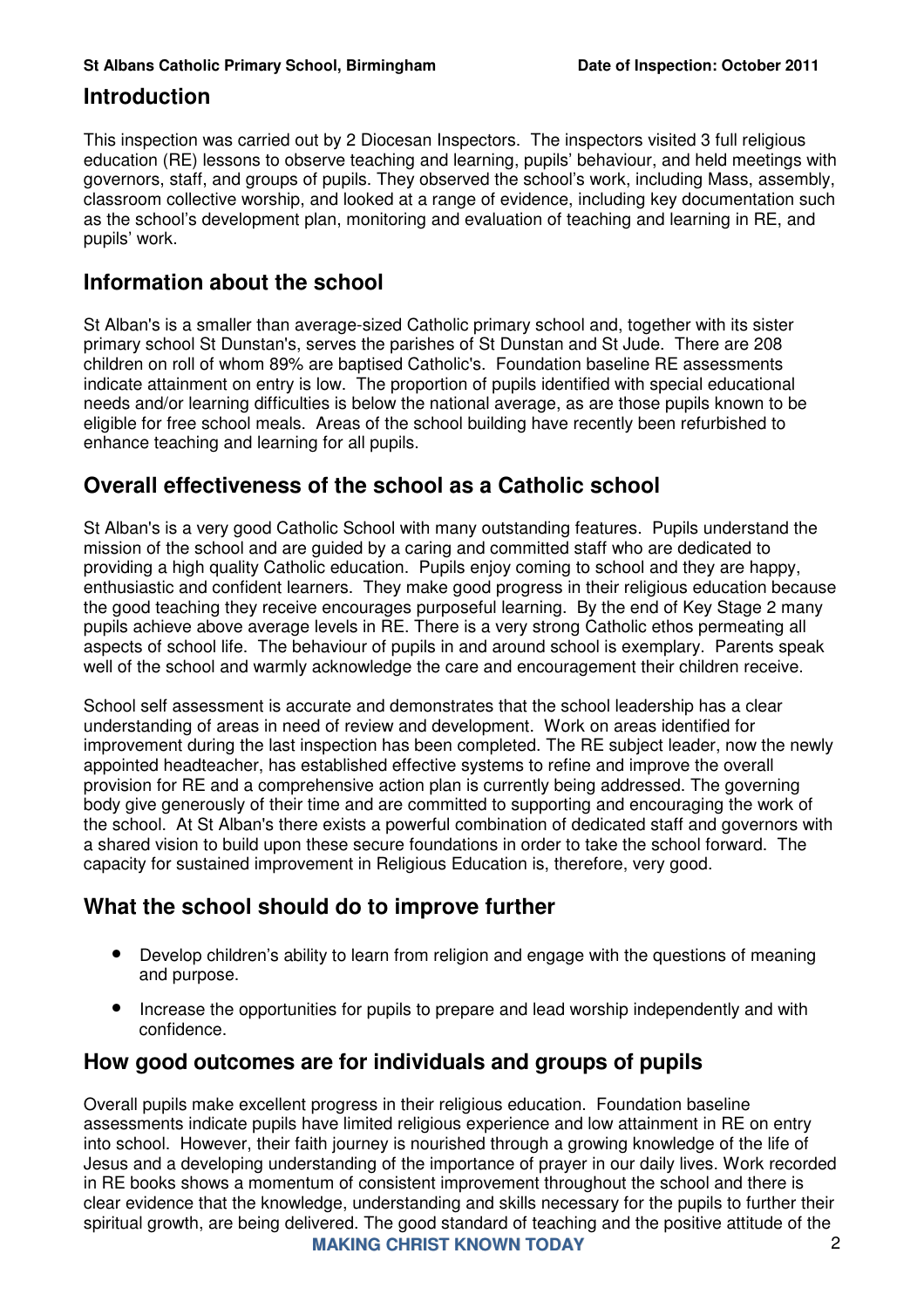## Introduction

This inspection was carried out by 2 Diocesan Inspectors. The inspectors visited 3 full religious education (RE) lessons to observe teaching and learning, pupils' behaviour, and held meetings with governors, staff, and groups of pupils. They observed the school's work, including Mass, assembly, classroom collective worship, and looked at a range of evidence, including key documentation such as the school's development plan, monitoring and evaluation of teaching and learning in RE, and pupils' work.

## Information about the school

St Alban's is a smaller than average-sized Catholic primary school and, together with its sister primary school St Dunstan's, serves the parishes of St Dunstan and St Jude. There are 208 children on roll of whom 89% are baptised Catholic's. Foundation baseline RE assessments indicate attainment on entry is low. The proportion of pupils identified with special educational needs and/or learning difficulties is below the national average, as are those pupils known to be eligible for free school meals. Areas of the school building have recently been refurbished to enhance teaching and learning for all pupils.

## Overall effectiveness of the school as a Catholic school

St Alban's is a very good Catholic School with many outstanding features. Pupils understand the mission of the school and are guided by a caring and committed staff who are dedicated to providing a high quality Catholic education. Pupils enjoy coming to school and they are happy, enthusiastic and confident learners. They make good progress in their religious education because the good teaching they receive encourages purposeful learning. By the end of Key Stage 2 many pupils achieve above average levels in RE. There is a very strong Catholic ethos permeating all aspects of school life. The behaviour of pupils in and around school is exemplary. Parents speak well of the school and warmly acknowledge the care and encouragement their children receive.

School self assessment is accurate and demonstrates that the school leadership has a clear understanding of areas in need of review and development. Work on areas identified for improvement during the last inspection has been completed. The RE subject leader, now the newly appointed headteacher, has established effective systems to refine and improve the overall provision for RE and a comprehensive action plan is currently being addressed. The governing body give generously of their time and are committed to supporting and encouraging the work of the school. At St Alban's there exists a powerful combination of dedicated staff and governors with a shared vision to build upon these secure foundations in order to take the school forward. The capacity for sustained improvement in Religious Education is, therefore, very good.

## What the school should do to improve further

- Develop children's ability to learn from religion and engage with the questions of meaning and purpose.
- Increase the opportunities for pupils to prepare and lead worship independently and with confidence.

## How good outcomes are for individuals and groups of pupils

Overall pupils make excellent progress in their religious education. Foundation baseline assessments indicate pupils have limited religious experience and low attainment in RE on entry into school. However, their faith journey is nourished through a growing knowledge of the life of Jesus and a developing understanding of the importance of prayer in our daily lives. Work recorded in RE books shows a momentum of consistent improvement throughout the school and there is clear evidence that the knowledge, understanding and skills necessary for the pupils to further their spiritual growth, are being delivered. The good standard of teaching and the positive attitude of the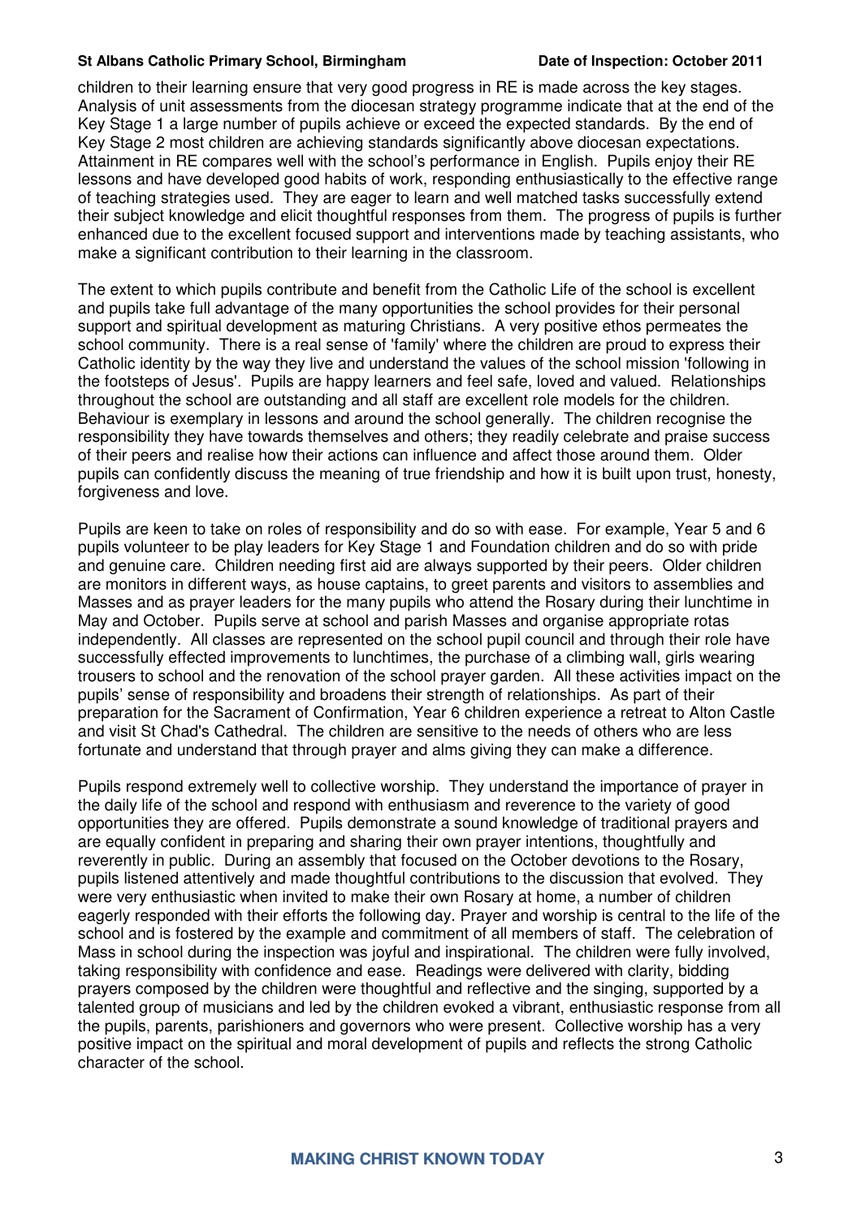children to their learning ensure that very good progress in RE is made across the key stages. Analysis of unit assessments from the diocesan strategy programme indicate that at the end of the Key Stage 1 a large number of pupils achieve or exceed the expected standards. By the end of Key Stage 2 most children are achieving standards significantly above diocesan expectations. Attainment in RE compares well with the school's performance in English. Pupils enjoy their RE lessons and have developed good habits of work, responding enthusiastically to the effective range of teaching strategies used. They are eager to learn and well matched tasks successfully extend their subject knowledge and elicit thoughtful responses from them. The progress of pupils is further enhanced due to the excellent focused support and interventions made by teaching assistants, who make a significant contribution to their learning in the classroom.

The extent to which pupils contribute and benefit from the Catholic Life of the school is excellent and pupils take full advantage of the many opportunities the school provides for their personal support and spiritual development as maturing Christians. A very positive ethos permeates the school community. There is a real sense of 'family' where the children are proud to express their Catholic identity by the way they live and understand the values of the school mission 'following in the footsteps of Jesus'. Pupils are happy learners and feel safe, loved and valued. Relationships throughout the school are outstanding and all staff are excellent role models for the children. Behaviour is exemplary in lessons and around the school generally. The children recognise the responsibility they have towards themselves and others; they readily celebrate and praise success of their peers and realise how their actions can influence and affect those around them. Older pupils can confidently discuss the meaning of true friendship and how it is built upon trust, honesty, forgiveness and love.

Pupils are keen to take on roles of responsibility and do so with ease. For example, Year 5 and 6 pupils volunteer to be play leaders for Key Stage 1 and Foundation children and do so with pride and genuine care. Children needing first aid are always supported by their peers. Older children are monitors in different ways, as house captains, to greet parents and visitors to assemblies and Masses and as prayer leaders for the many pupils who attend the Rosary during their lunchtime in May and October. Pupils serve at school and parish Masses and organise appropriate rotas independently. All classes are represented on the school pupil council and through their role have successfully effected improvements to lunchtimes, the purchase of a climbing wall, girls wearing trousers to school and the renovation of the school prayer garden. All these activities impact on the pupils' sense of responsibility and broadens their strength of relationships. As part of their preparation for the Sacrament of Confirmation, Year 6 children experience a retreat to Alton Castle and visit St Chad's Cathedral. The children are sensitive to the needs of others who are less fortunate and understand that through prayer and alms giving they can make a difference.

Pupils respond extremely well to collective worship. They understand the importance of prayer in the daily life of the school and respond with enthusiasm and reverence to the variety of good opportunities they are offered. Pupils demonstrate a sound knowledge of traditional prayers and are equally confident in preparing and sharing their own prayer intentions, thoughtfully and reverently in public. During an assembly that focused on the October devotions to the Rosary, pupils listened attentively and made thoughtful contributions to the discussion that evolved. They were very enthusiastic when invited to make their own Rosary at home, a number of children eagerly responded with their efforts the following day. Prayer and worship is central to the life of the school and is fostered by the example and commitment of all members of staff. The celebration of Mass in school during the inspection was joyful and inspirational. The children were fully involved, taking responsibility with confidence and ease. Readings were delivered with clarity, bidding prayers composed by the children were thoughtful and reflective and the singing, supported by a talented group of musicians and led by the children evoked a vibrant, enthusiastic response from all the pupils, parents, parishioners and governors who were present. Collective worship has a very positive impact on the spiritual and moral development of pupils and reflects the strong Catholic character of the school.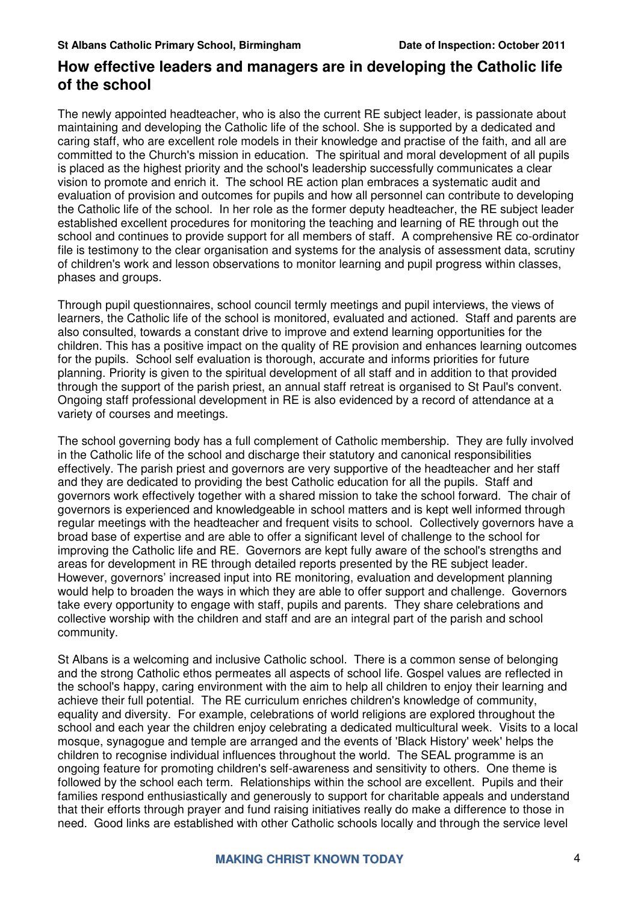## How effective leaders and managers are in developing the Catholic life of the school

The newly appointed headteacher, who is also the current RE subject leader, is passionate about maintaining and developing the Catholic life of the school. She is supported by a dedicated and caring staff, who are excellent role models in their knowledge and practise of the faith, and all are committed to the Church's mission in education. The spiritual and moral development of all pupils is placed as the highest priority and the school's leadership successfully communicates a clear vision to promote and enrich it. The school RE action plan embraces a systematic audit and evaluation of provision and outcomes for pupils and how all personnel can contribute to developing the Catholic life of the school. In her role as the former deputy headteacher, the RE subject leader established excellent procedures for monitoring the teaching and learning of RE through out the school and continues to provide support for all members of staff. A comprehensive RE co-ordinator file is testimony to the clear organisation and systems for the analysis of assessment data, scrutiny of children's work and lesson observations to monitor learning and pupil progress within classes, phases and groups.

Through pupil questionnaires, school council termly meetings and pupil interviews, the views of learners, the Catholic life of the school is monitored, evaluated and actioned. Staff and parents are also consulted, towards a constant drive to improve and extend learning opportunities for the children. This has a positive impact on the quality of RE provision and enhances learning outcomes for the pupils. School self evaluation is thorough, accurate and informs priorities for future planning. Priority is given to the spiritual development of all staff and in addition to that provided through the support of the parish priest, an annual staff retreat is organised to St Paul's convent. Ongoing staff professional development in RE is also evidenced by a record of attendance at a variety of courses and meetings.

The school governing body has a full complement of Catholic membership. They are fully involved in the Catholic life of the school and discharge their statutory and canonical responsibilities effectively. The parish priest and governors are very supportive of the headteacher and her staff and they are dedicated to providing the best Catholic education for all the pupils. Staff and governors work effectively together with a shared mission to take the school forward. The chair of governors is experienced and knowledgeable in school matters and is kept well informed through regular meetings with the headteacher and frequent visits to school. Collectively governors have a broad base of expertise and are able to offer a significant level of challenge to the school for improving the Catholic life and RE. Governors are kept fully aware of the school's strengths and areas for development in RE through detailed reports presented by the RE subject leader. However, governors' increased input into RE monitoring, evaluation and development planning would help to broaden the ways in which they are able to offer support and challenge. Governors take every opportunity to engage with staff, pupils and parents. They share celebrations and collective worship with the children and staff and are an integral part of the parish and school community.

St Albans is a welcoming and inclusive Catholic school. There is a common sense of belonging and the strong Catholic ethos permeates all aspects of school life. Gospel values are reflected in the school's happy, caring environment with the aim to help all children to enjoy their learning and achieve their full potential. The RE curriculum enriches children's knowledge of community, equality and diversity. For example, celebrations of world religions are explored throughout the school and each year the children enjoy celebrating a dedicated multicultural week. Visits to a local mosque, synagogue and temple are arranged and the events of 'Black History' week' helps the children to recognise individual influences throughout the world. The SEAL programme is an ongoing feature for promoting children's self-awareness and sensitivity to others. One theme is followed by the school each term. Relationships within the school are excellent. Pupils and their families respond enthusiastically and generously to support for charitable appeals and understand that their efforts through prayer and fund raising initiatives really do make a difference to those in need. Good links are established with other Catholic schools locally and through the service level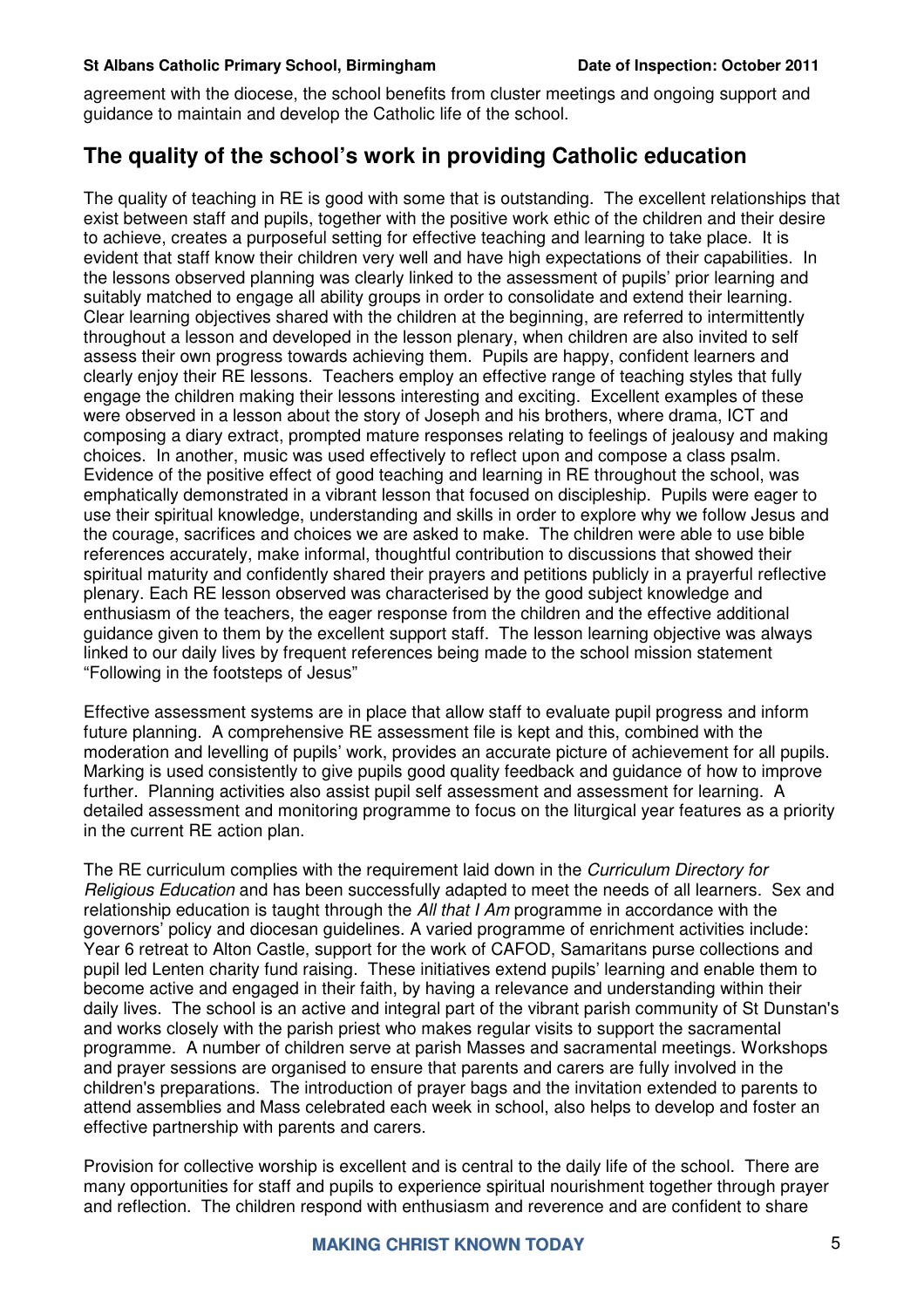agreement with the diocese, the school benefits from cluster meetings and ongoing support and guidance to maintain and develop the Catholic life of the school.

## The quality of the school's work in providing Catholic education

The quality of teaching in RE is good with some that is outstanding. The excellent relationships that exist between staff and pupils, together with the positive work ethic of the children and their desire to achieve, creates a purposeful setting for effective teaching and learning to take place. It is evident that staff know their children very well and have high expectations of their capabilities. In the lessons observed planning was clearly linked to the assessment of pupils' prior learning and suitably matched to engage all ability groups in order to consolidate and extend their learning. Clear learning objectives shared with the children at the beginning, are referred to intermittently throughout a lesson and developed in the lesson plenary, when children are also invited to self assess their own progress towards achieving them. Pupils are happy, confident learners and clearly enjoy their RE lessons. Teachers employ an effective range of teaching styles that fully engage the children making their lessons interesting and exciting. Excellent examples of these were observed in a lesson about the story of Joseph and his brothers, where drama, ICT and composing a diary extract, prompted mature responses relating to feelings of jealousy and making choices. In another, music was used effectively to reflect upon and compose a class psalm. Evidence of the positive effect of good teaching and learning in RE throughout the school, was emphatically demonstrated in a vibrant lesson that focused on discipleship. Pupils were eager to use their spiritual knowledge, understanding and skills in order to explore why we follow Jesus and the courage, sacrifices and choices we are asked to make. The children were able to use bible references accurately, make informal, thoughtful contribution to discussions that showed their spiritual maturity and confidently shared their prayers and petitions publicly in a prayerful reflective plenary. Each RE lesson observed was characterised by the good subject knowledge and enthusiasm of the teachers, the eager response from the children and the effective additional guidance given to them by the excellent support staff. The lesson learning objective was always linked to our daily lives by frequent references being made to the school mission statement "Following in the footsteps of Jesus"

Effective assessment systems are in place that allow staff to evaluate pupil progress and inform future planning. A comprehensive RE assessment file is kept and this, combined with the moderation and levelling of pupils' work, provides an accurate picture of achievement for all pupils. Marking is used consistently to give pupils good quality feedback and guidance of how to improve further. Planning activities also assist pupil self assessment and assessment for learning. A detailed assessment and monitoring programme to focus on the liturgical year features as a priority in the current RE action plan.

The RE curriculum complies with the requirement laid down in the *Curriculum Directory for Religious Education* and has been successfully adapted to meet the needs of all learners. Sex and relationship education is taught through the *All that I Am* programme in accordance with the governors' policy and diocesan guidelines. A varied programme of enrichment activities include: Year 6 retreat to Alton Castle, support for the work of CAFOD, Samaritans purse collections and pupil led Lenten charity fund raising. These initiatives extend pupils' learning and enable them to become active and engaged in their faith, by having a relevance and understanding within their daily lives. The school is an active and integral part of the vibrant parish community of St Dunstan's and works closely with the parish priest who makes regular visits to support the sacramental programme. A number of children serve at parish Masses and sacramental meetings. Workshops and prayer sessions are organised to ensure that parents and carers are fully involved in the children's preparations. The introduction of prayer bags and the invitation extended to parents to attend assemblies and Mass celebrated each week in school, also helps to develop and foster an effective partnership with parents and carers.

Provision for collective worship is excellent and is central to the daily life of the school. There are many opportunities for staff and pupils to experience spiritual nourishment together through prayer and reflection. The children respond with enthusiasm and reverence and are confident to share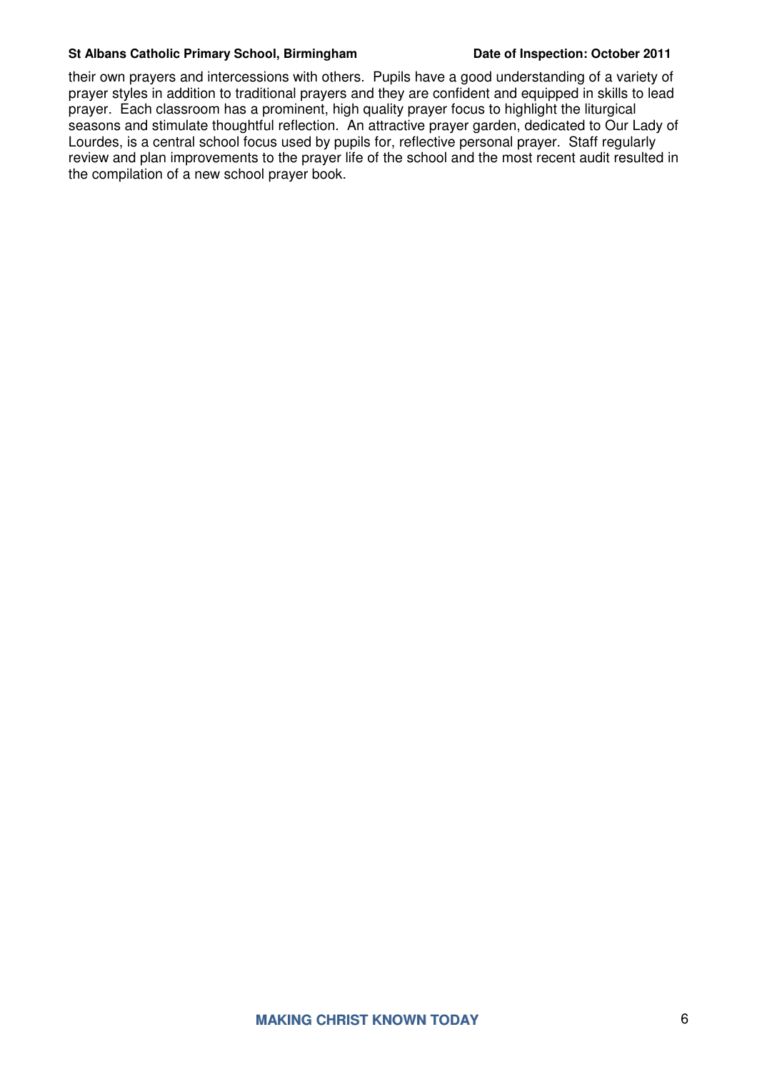their own prayers and intercessions with others. Pupils have a good understanding of a variety of prayer styles in addition to traditional prayers and they are confident and equipped in skills to lead prayer. Each classroom has a prominent, high quality prayer focus to highlight the liturgical seasons and stimulate thoughtful reflection. An attractive prayer garden, dedicated to Our Lady of Lourdes, is a central school focus used by pupils for, reflective personal prayer. Staff regularly review and plan improvements to the prayer life of the school and the most recent audit resulted in the compilation of a new school prayer book.